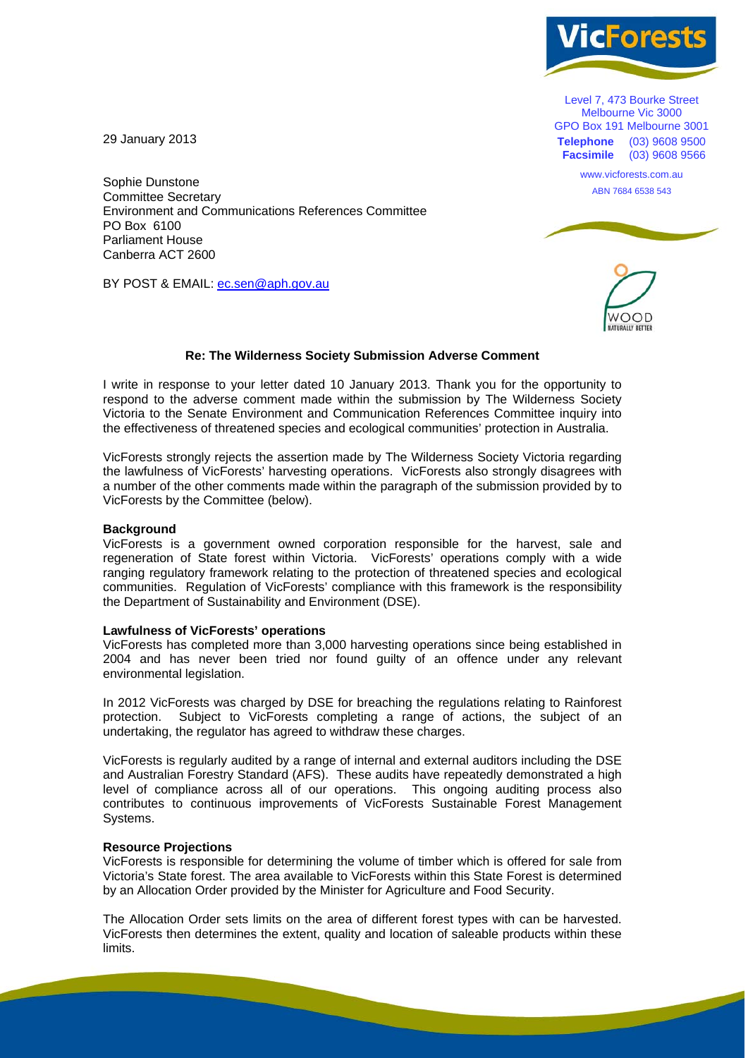VicForests

Level 7, 473 Bourke Street
Melbourne Vic 3000
GPO Box 191 Melbourne 3001
**Telephone** (03) 9608 9500
**Facsimile** (03) 9608 9566

www.vicforests.com.au
ABN 7684 6538 543

29 January 2013

Sophie Dunstone
Committee Secretary
Environment and Communications References Committee
PO Box 6100
Parliament House
Canberra ACT 2600

BY POST & EMAIL: ec.sen@aph.gov.au

**Re: The Wilderness Society Submission Adverse Comment**

I write in response to your letter dated 10 January 2013. Thank you for the opportunity to respond to the adverse comment made within the submission by The Wilderness Society Victoria to the Senate Environment and Communication References Committee inquiry into the effectiveness of threatened species and ecological communities' protection in Australia.

VicForests strongly rejects the assertion made by The Wilderness Society Victoria regarding the lawfulness of VicForests' harvesting operations. VicForests also strongly disagrees with a number of the other comments made within the paragraph of the submission provided by to VicForests by the Committee (below).

**Background**

VicForests is a government owned corporation responsible for the harvest, sale and regeneration of State forest within Victoria. VicForests' operations comply with a wide ranging regulatory framework relating to the protection of threatened species and ecological communities. Regulation of VicForests' compliance with this framework is the responsibility the Department of Sustainability and Environment (DSE).

**Lawfulness of VicForests' operations**

VicForests has completed more than 3,000 harvesting operations since being established in 2004 and has never been tried nor found guilty of an offence under any relevant environmental legislation.

In 2012 VicForests was charged by DSE for breaching the regulations relating to Rainforest protection. Subject to VicForests completing a range of actions, the subject of an undertaking, the regulator has agreed to withdraw these charges.

VicForests is regularly audited by a range of internal and external auditors including the DSE and Australian Forestry Standard (AFS). These audits have repeatedly demonstrated a high level of compliance across all of our operations. This ongoing auditing process also contributes to continuous improvements of VicForests Sustainable Forest Management Systems.

**Resource Projections**

VicForests is responsible for determining the volume of timber which is offered for sale from Victoria's State forest. The area available to VicForests within this State Forest is determined by an Allocation Order provided by the Minister for Agriculture and Food Security.

The Allocation Order sets limits on the area of different forest types with can be harvested. VicForests then determines the extent, quality and location of saleable products within these limits.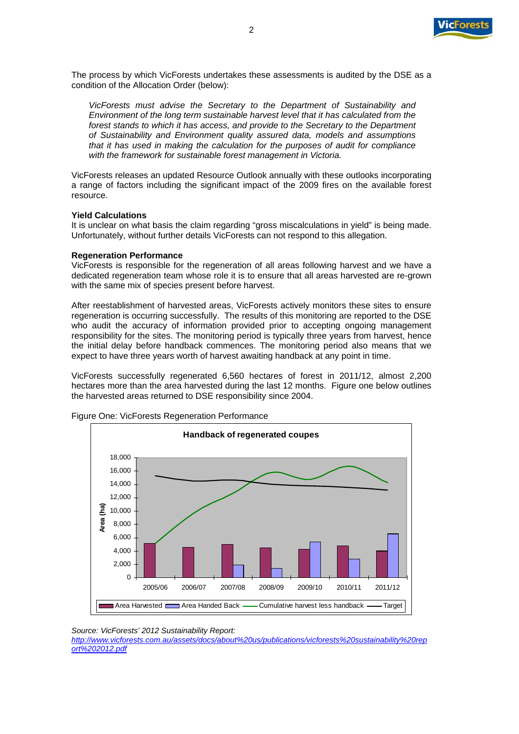The process by which VicForests undertakes these assessments is audited by the DSE as a condition of the Allocation Order (below):

> *VicForests must advise the Secretary to the Department of Sustainability and Environment of the long term sustainable harvest level that it has calculated from the forest stands to which it has access, and provide to the Secretary to the Department of Sustainability and Environment quality assured data, models and assumptions that it has used in making the calculation for the purposes of audit for compliance with the framework for sustainable forest management in Victoria.*

VicForests releases an updated Resource Outlook annually with these outlooks incorporating a range of factors including the significant impact of the 2009 fires on the available forest resource.

**Yield Calculations**

It is unclear on what basis the claim regarding "gross miscalculations in yield" is being made. Unfortunately, without further details VicForests can not respond to this allegation.

**Regeneration Performance**

VicForests is responsible for the regeneration of all areas following harvest and we have a dedicated regeneration team whose role it is to ensure that all areas harvested are re-grown with the same mix of species present before harvest.

After reestablishment of harvested areas, VicForests actively monitors these sites to ensure regeneration is occurring successfully. The results of this monitoring are reported to the DSE who audit the accuracy of information provided prior to accepting ongoing management responsibility for the sites. The monitoring period is typically three years from harvest, hence the initial delay before handback commences. The monitoring period also means that we expect to have three years worth of harvest awaiting handback at any point in time.

VicForests successfully regenerated 6,560 hectares of forest in 2011/12, almost 2,200 hectares more than the area harvested during the last 12 months. Figure one below outlines the harvested areas returned to DSE responsibility since 2004.

Figure One: VicForests Regeneration Performance

**Handback of regenerated coupes**

Y-axis: Area (ha), 0 to 18,000. X-axis: 2005/06, 2006/07, 2007/08, 2008/09, 2009/10, 2010/11, 2011/12.

Legend: Area Harvested, Area Handed Back, Cumulative harvest less handback, Target

*Source: VicForests' 2012 Sustainability Report:*
*http://www.vicforests.com.au/assets/docs/about%20us/publications/vicforests%20sustainability%20report%202012.pdf*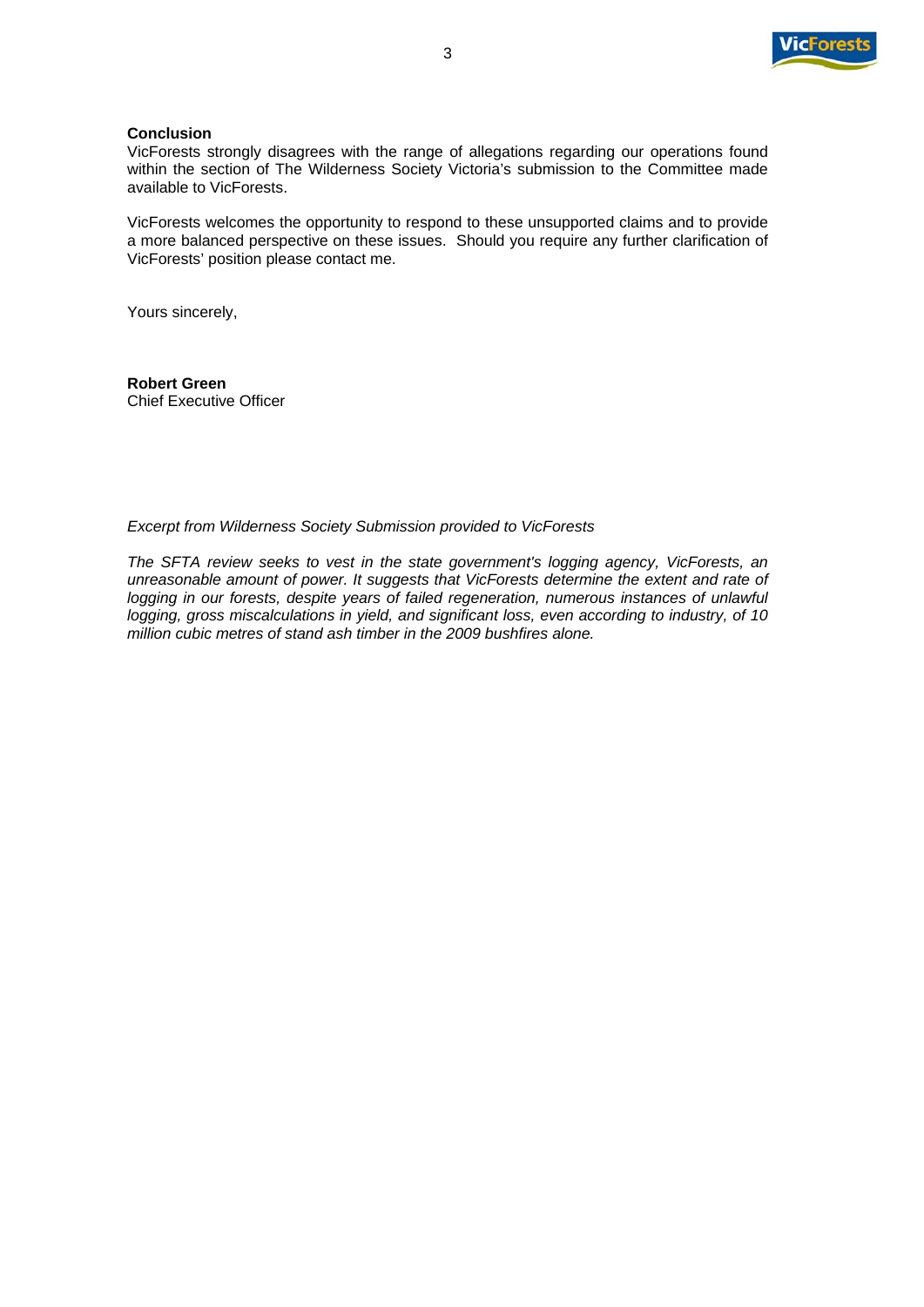**Conclusion**

VicForests strongly disagrees with the range of allegations regarding our operations found within the section of The Wilderness Society Victoria's submission to the Committee made available to VicForests.

VicForests welcomes the opportunity to respond to these unsupported claims and to provide a more balanced perspective on these issues. Should you require any further clarification of VicForests' position please contact me.

Yours sincerely,

**Robert Green**
Chief Executive Officer

*Excerpt from Wilderness Society Submission provided to VicForests*

*The SFTA review seeks to vest in the state government's logging agency, VicForests, an unreasonable amount of power. It suggests that VicForests determine the extent and rate of logging in our forests, despite years of failed regeneration, numerous instances of unlawful logging, gross miscalculations in yield, and significant loss, even according to industry, of 10 million cubic metres of stand ash timber in the 2009 bushfires alone.*